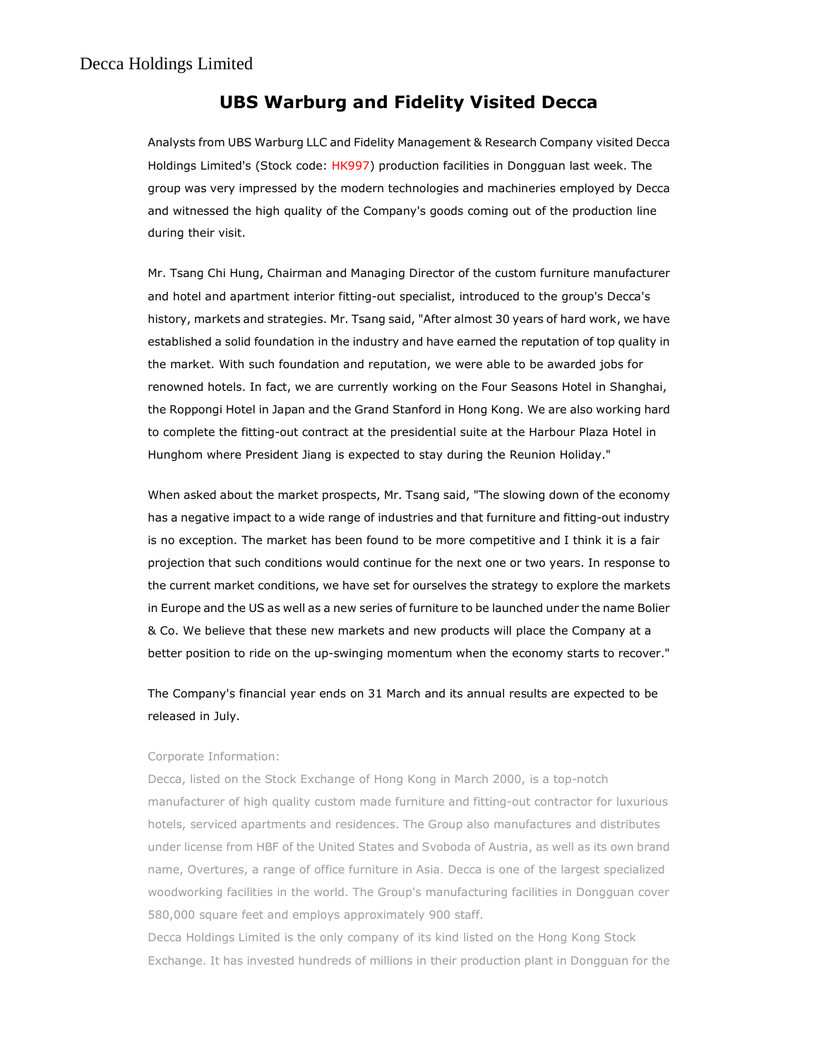Decca Holdings Limited

# UBS Warburg and Fidelity Visited Decca

Analysts from UBS Warburg LLC and Fidelity Management & Research Company visited Decca Holdings Limited's (Stock code: HK997) production facilities in Dongguan last week. The group was very impressed by the modern technologies and machineries employed by Decca and witnessed the high quality of the Company's goods coming out of the production line during their visit.

Mr. Tsang Chi Hung, Chairman and Managing Director of the custom furniture manufacturer and hotel and apartment interior fitting-out specialist, introduced to the group's Decca's history, markets and strategies. Mr. Tsang said, "After almost 30 years of hard work, we have established a solid foundation in the industry and have earned the reputation of top quality in the market. With such foundation and reputation, we were able to be awarded jobs for renowned hotels. In fact, we are currently working on the Four Seasons Hotel in Shanghai, the Roppongi Hotel in Japan and the Grand Stanford in Hong Kong. We are also working hard to complete the fitting-out contract at the presidential suite at the Harbour Plaza Hotel in Hunghom where President Jiang is expected to stay during the Reunion Holiday."

When asked about the market prospects, Mr. Tsang said, "The slowing down of the economy has a negative impact to a wide range of industries and that furniture and fitting-out industry is no exception. The market has been found to be more competitive and I think it is a fair projection that such conditions would continue for the next one or two years. In response to the current market conditions, we have set for ourselves the strategy to explore the markets in Europe and the US as well as a new series of furniture to be launched under the name Bolier & Co. We believe that these new markets and new products will place the Company at a better position to ride on the up-swinging momentum when the economy starts to recover."

The Company's financial year ends on 31 March and its annual results are expected to be released in July.

Corporate Information:

Decca, listed on the Stock Exchange of Hong Kong in March 2000, is a top-notch manufacturer of high quality custom made furniture and fitting-out contractor for luxurious hotels, serviced apartments and residences. The Group also manufactures and distributes under license from HBF of the United States and Svoboda of Austria, as well as its own brand name, Overtures, a range of office furniture in Asia. Decca is one of the largest specialized woodworking facilities in the world. The Group's manufacturing facilities in Dongguan cover 580,000 square feet and employs approximately 900 staff.

Decca Holdings Limited is the only company of its kind listed on the Hong Kong Stock Exchange. It has invested hundreds of millions in their production plant in Dongguan for the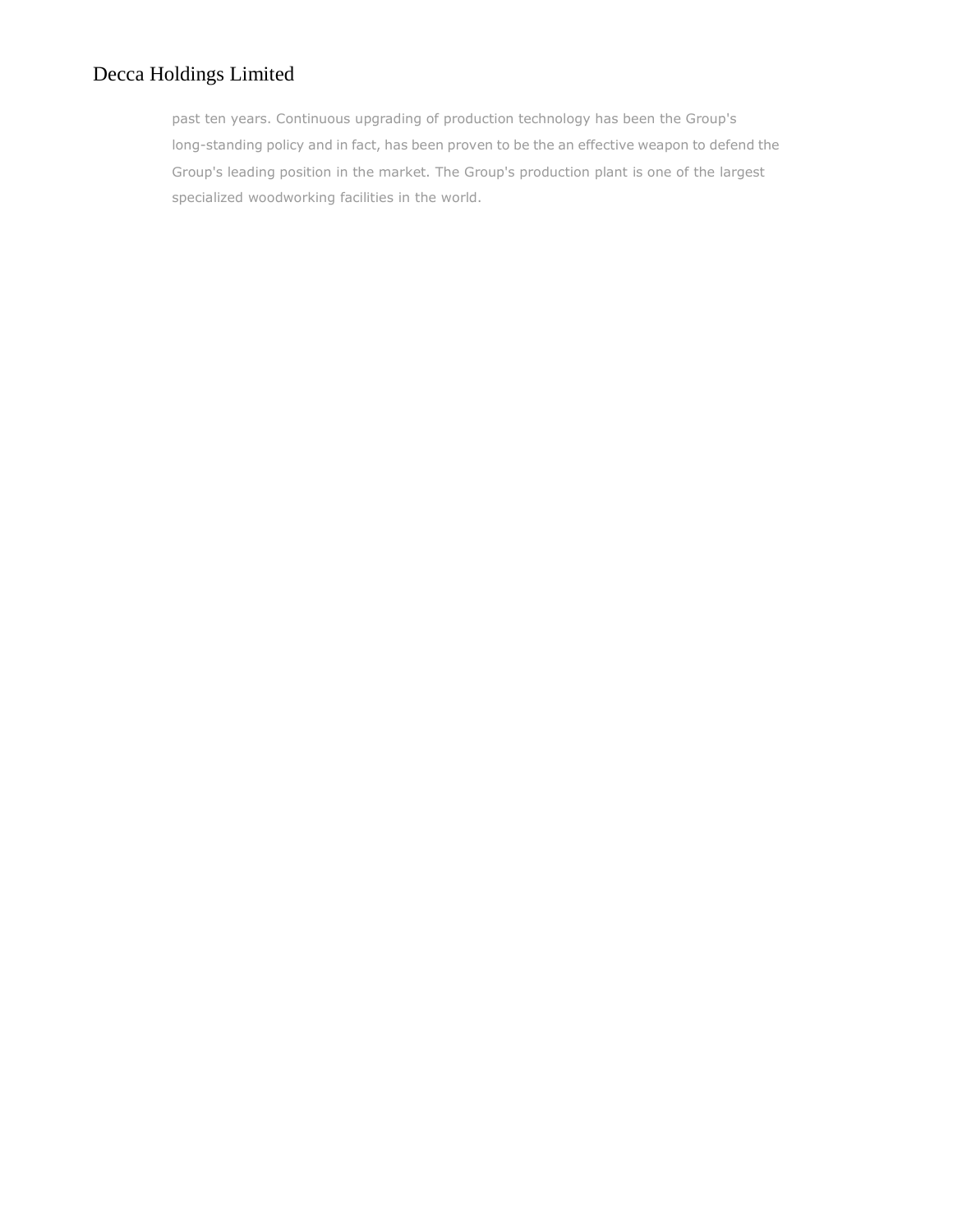past ten years. Continuous upgrading of production technology has been the Group's long-standing policy and in fact, has been proven to be the an effective weapon to defend the Group's leading position in the market. The Group's production plant is one of the largest specialized woodworking facilities in the world.